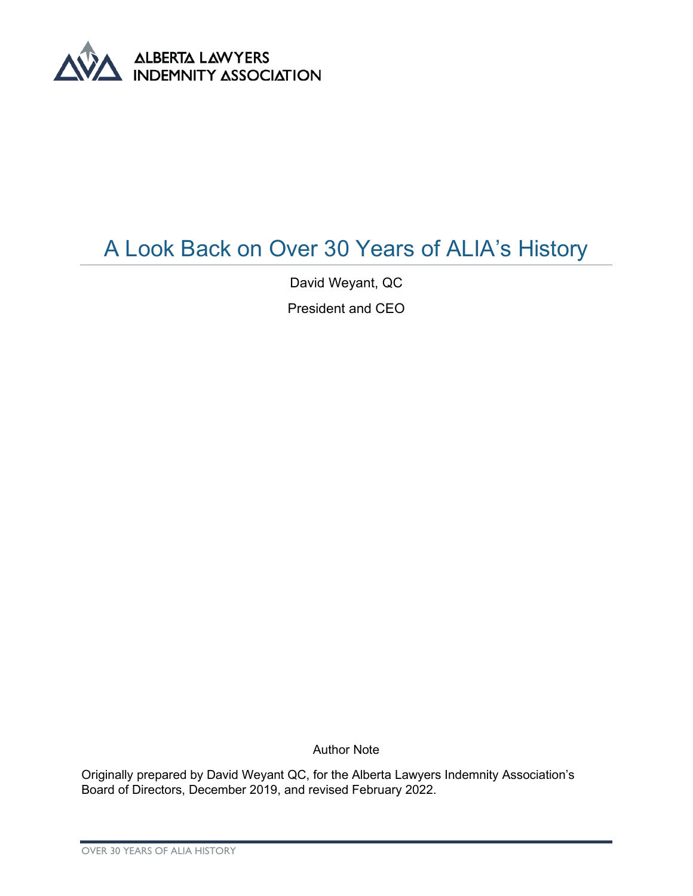ALBERTA LAWYERS INDEMNITY ASSOCIATION

# A Look Back on Over 30 Years of ALIA's History

David Weyant, QC

President and CEO

Author Note

Originally prepared by David Weyant QC, for the Alberta Lawyers Indemnity Association's Board of Directors, December 2019, and revised February 2022.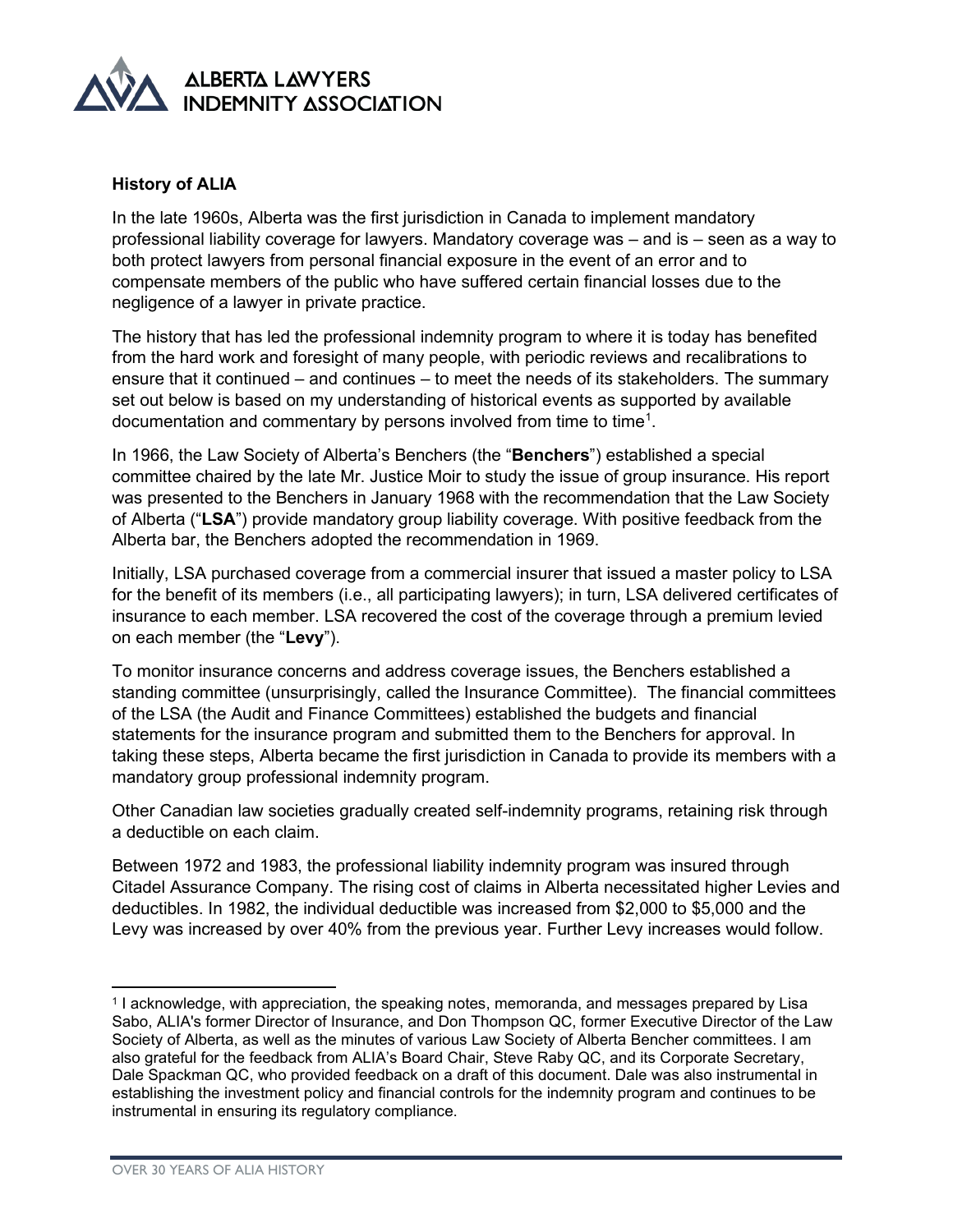**History of ALIA**

In the late 1960s, Alberta was the first jurisdiction in Canada to implement mandatory professional liability coverage for lawyers. Mandatory coverage was – and is – seen as a way to both protect lawyers from personal financial exposure in the event of an error and to compensate members of the public who have suffered certain financial losses due to the negligence of a lawyer in private practice.

The history that has led the professional indemnity program to where it is today has benefited from the hard work and foresight of many people, with periodic reviews and recalibrations to ensure that it continued – and continues – to meet the needs of its stakeholders. The summary set out below is based on my understanding of historical events as supported by available documentation and commentary by persons involved from time to time[1].

In 1966, the Law Society of Alberta's Benchers (the "**Benchers**") established a special committee chaired by the late Mr. Justice Moir to study the issue of group insurance. His report was presented to the Benchers in January 1968 with the recommendation that the Law Society of Alberta ("**LSA**") provide mandatory group liability coverage. With positive feedback from the Alberta bar, the Benchers adopted the recommendation in 1969.

Initially, LSA purchased coverage from a commercial insurer that issued a master policy to LSA for the benefit of its members (i.e., all participating lawyers); in turn, LSA delivered certificates of insurance to each member. LSA recovered the cost of the coverage through a premium levied on each member (the "**Levy**").

To monitor insurance concerns and address coverage issues, the Benchers established a standing committee (unsurprisingly, called the Insurance Committee). The financial committees of the LSA (the Audit and Finance Committees) established the budgets and financial statements for the insurance program and submitted them to the Benchers for approval. In taking these steps, Alberta became the first jurisdiction in Canada to provide its members with a mandatory group professional indemnity program.

Other Canadian law societies gradually created self-indemnity programs, retaining risk through a deductible on each claim.

Between 1972 and 1983, the professional liability indemnity program was insured through Citadel Assurance Company. The rising cost of claims in Alberta necessitated higher Levies and deductibles. In 1982, the individual deductible was increased from $2,000 to $5,000 and the Levy was increased by over 40% from the previous year. Further Levy increases would follow.

---

[1] I acknowledge, with appreciation, the speaking notes, memoranda, and messages prepared by Lisa Sabo, ALIA's former Director of Insurance, and Don Thompson QC, former Executive Director of the Law Society of Alberta, as well as the minutes of various Law Society of Alberta Bencher committees. I am also grateful for the feedback from ALIA's Board Chair, Steve Raby QC, and its Corporate Secretary, Dale Spackman QC, who provided feedback on a draft of this document. Dale was also instrumental in establishing the investment policy and financial controls for the indemnity program and continues to be instrumental in ensuring its regulatory compliance.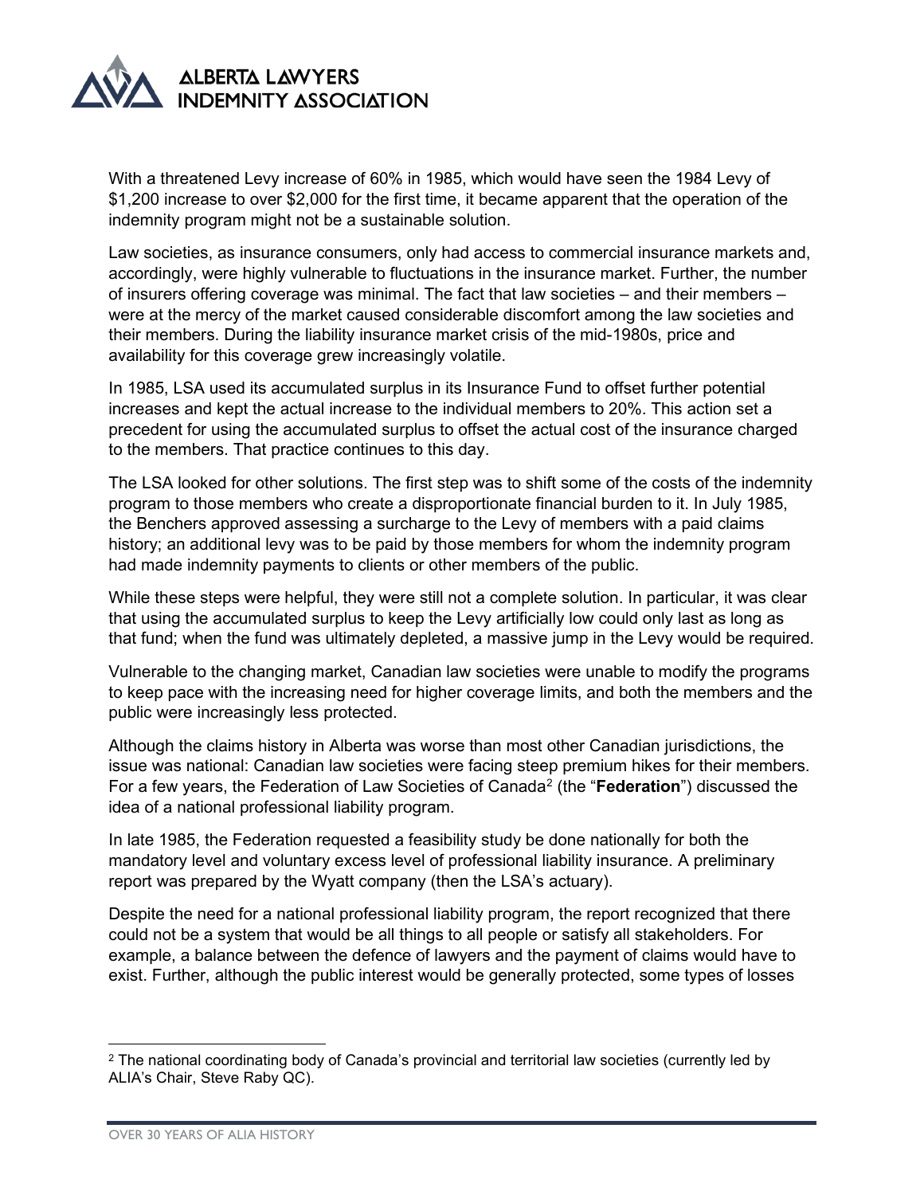With a threatened Levy increase of 60% in 1985, which would have seen the 1984 Levy of $1,200 increase to over $2,000 for the first time, it became apparent that the operation of the indemnity program might not be a sustainable solution.

Law societies, as insurance consumers, only had access to commercial insurance markets and, accordingly, were highly vulnerable to fluctuations in the insurance market. Further, the number of insurers offering coverage was minimal. The fact that law societies – and their members – were at the mercy of the market caused considerable discomfort among the law societies and their members. During the liability insurance market crisis of the mid-1980s, price and availability for this coverage grew increasingly volatile.

In 1985, LSA used its accumulated surplus in its Insurance Fund to offset further potential increases and kept the actual increase to the individual members to 20%. This action set a precedent for using the accumulated surplus to offset the actual cost of the insurance charged to the members. That practice continues to this day.

The LSA looked for other solutions. The first step was to shift some of the costs of the indemnity program to those members who create a disproportionate financial burden to it. In July 1985, the Benchers approved assessing a surcharge to the Levy of members with a paid claims history; an additional levy was to be paid by those members for whom the indemnity program had made indemnity payments to clients or other members of the public.

While these steps were helpful, they were still not a complete solution. In particular, it was clear that using the accumulated surplus to keep the Levy artificially low could only last as long as that fund; when the fund was ultimately depleted, a massive jump in the Levy would be required.

Vulnerable to the changing market, Canadian law societies were unable to modify the programs to keep pace with the increasing need for higher coverage limits, and both the members and the public were increasingly less protected.

Although the claims history in Alberta was worse than most other Canadian jurisdictions, the issue was national: Canadian law societies were facing steep premium hikes for their members. For a few years, the Federation of Law Societies of Canada[2] (the "**Federation**") discussed the idea of a national professional liability program.

In late 1985, the Federation requested a feasibility study be done nationally for both the mandatory level and voluntary excess level of professional liability insurance. A preliminary report was prepared by the Wyatt company (then the LSA's actuary).

Despite the need for a national professional liability program, the report recognized that there could not be a system that would be all things to all people or satisfy all stakeholders. For example, a balance between the defence of lawyers and the payment of claims would have to exist. Further, although the public interest would be generally protected, some types of losses

[2] The national coordinating body of Canada's provincial and territorial law societies (currently led by ALIA's Chair, Steve Raby QC).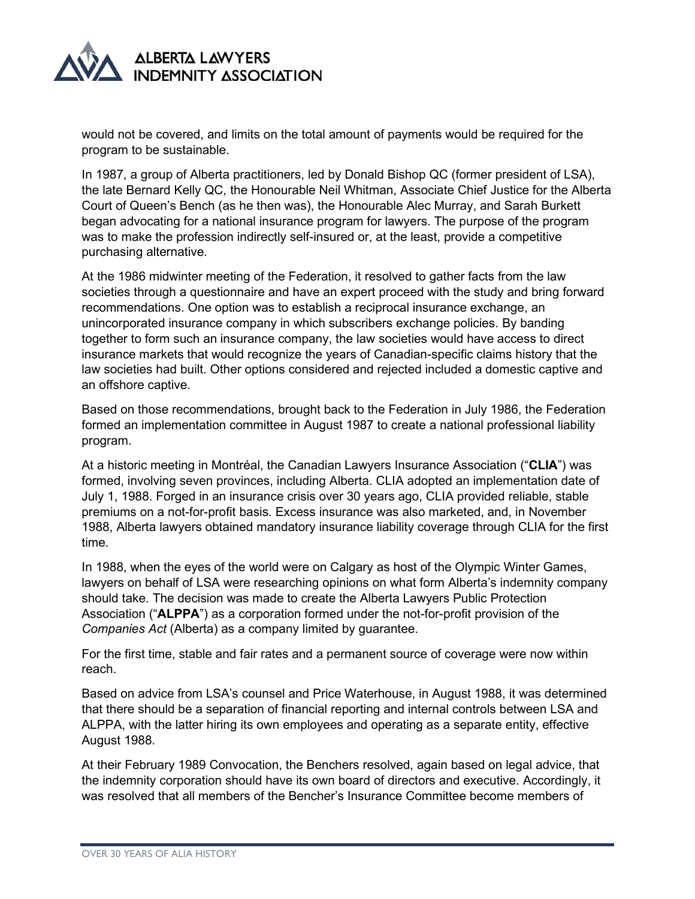would not be covered, and limits on the total amount of payments would be required for the program to be sustainable.

In 1987, a group of Alberta practitioners, led by Donald Bishop QC (former president of LSA), the late Bernard Kelly QC, the Honourable Neil Whitman, Associate Chief Justice for the Alberta Court of Queen's Bench (as he then was), the Honourable Alec Murray, and Sarah Burkett began advocating for a national insurance program for lawyers. The purpose of the program was to make the profession indirectly self-insured or, at the least, provide a competitive purchasing alternative.

At the 1986 midwinter meeting of the Federation, it resolved to gather facts from the law societies through a questionnaire and have an expert proceed with the study and bring forward recommendations. One option was to establish a reciprocal insurance exchange, an unincorporated insurance company in which subscribers exchange policies. By banding together to form such an insurance company, the law societies would have access to direct insurance markets that would recognize the years of Canadian-specific claims history that the law societies had built. Other options considered and rejected included a domestic captive and an offshore captive.

Based on those recommendations, brought back to the Federation in July 1986, the Federation formed an implementation committee in August 1987 to create a national professional liability program.

At a historic meeting in Montréal, the Canadian Lawyers Insurance Association ("**CLIA**") was formed, involving seven provinces, including Alberta. CLIA adopted an implementation date of July 1, 1988. Forged in an insurance crisis over 30 years ago, CLIA provided reliable, stable premiums on a not-for-profit basis. Excess insurance was also marketed, and, in November 1988, Alberta lawyers obtained mandatory insurance liability coverage through CLIA for the first time.

In 1988, when the eyes of the world were on Calgary as host of the Olympic Winter Games, lawyers on behalf of LSA were researching opinions on what form Alberta's indemnity company should take. The decision was made to create the Alberta Lawyers Public Protection Association ("**ALPPA**") as a corporation formed under the not-for-profit provision of the *Companies Act* (Alberta) as a company limited by guarantee.

For the first time, stable and fair rates and a permanent source of coverage were now within reach.

Based on advice from LSA's counsel and Price Waterhouse, in August 1988, it was determined that there should be a separation of financial reporting and internal controls between LSA and ALPPA, with the latter hiring its own employees and operating as a separate entity, effective August 1988.

At their February 1989 Convocation, the Benchers resolved, again based on legal advice, that the indemnity corporation should have its own board of directors and executive. Accordingly, it was resolved that all members of the Bencher's Insurance Committee become members of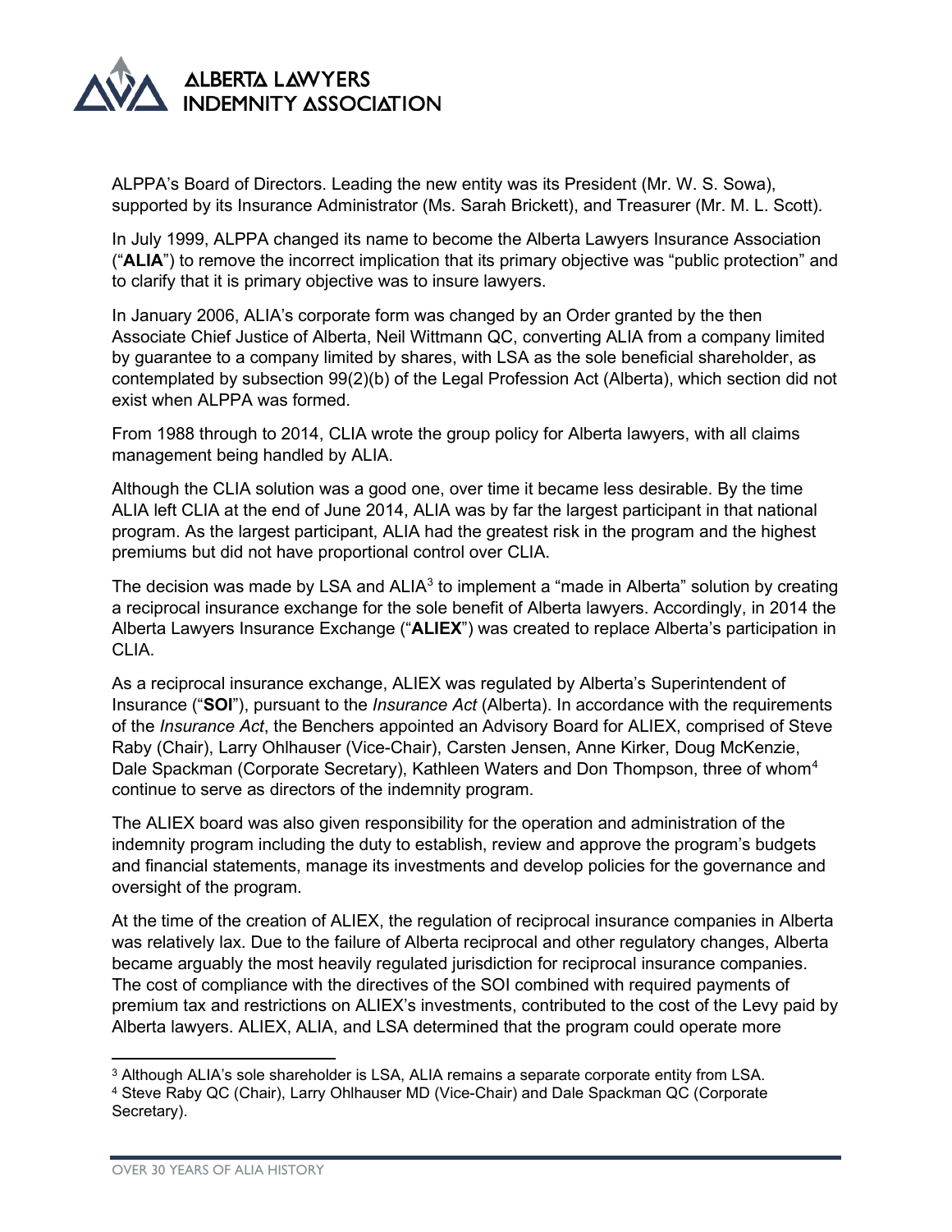ALPPA's Board of Directors. Leading the new entity was its President (Mr. W. S. Sowa), supported by its Insurance Administrator (Ms. Sarah Brickett), and Treasurer (Mr. M. L. Scott).

In July 1999, ALPPA changed its name to become the Alberta Lawyers Insurance Association ("**ALIA**") to remove the incorrect implication that its primary objective was "public protection" and to clarify that it is primary objective was to insure lawyers.

In January 2006, ALIA's corporate form was changed by an Order granted by the then Associate Chief Justice of Alberta, Neil Wittmann QC, converting ALIA from a company limited by guarantee to a company limited by shares, with LSA as the sole beneficial shareholder, as contemplated by subsection 99(2)(b) of the Legal Profession Act (Alberta), which section did not exist when ALPPA was formed.

From 1988 through to 2014, CLIA wrote the group policy for Alberta lawyers, with all claims management being handled by ALIA.

Although the CLIA solution was a good one, over time it became less desirable. By the time ALIA left CLIA at the end of June 2014, ALIA was by far the largest participant in that national program. As the largest participant, ALIA had the greatest risk in the program and the highest premiums but did not have proportional control over CLIA.

The decision was made by LSA and ALIA[3] to implement a "made in Alberta" solution by creating a reciprocal insurance exchange for the sole benefit of Alberta lawyers. Accordingly, in 2014 the Alberta Lawyers Insurance Exchange ("**ALIEX**") was created to replace Alberta's participation in CLIA.

As a reciprocal insurance exchange, ALIEX was regulated by Alberta's Superintendent of Insurance ("**SOI**"), pursuant to the *Insurance Act* (Alberta). In accordance with the requirements of the *Insurance Act*, the Benchers appointed an Advisory Board for ALIEX, comprised of Steve Raby (Chair), Larry Ohlhauser (Vice-Chair), Carsten Jensen, Anne Kirker, Doug McKenzie, Dale Spackman (Corporate Secretary), Kathleen Waters and Don Thompson, three of whom[4] continue to serve as directors of the indemnity program.

The ALIEX board was also given responsibility for the operation and administration of the indemnity program including the duty to establish, review and approve the program's budgets and financial statements, manage its investments and develop policies for the governance and oversight of the program.

At the time of the creation of ALIEX, the regulation of reciprocal insurance companies in Alberta was relatively lax. Due to the failure of Alberta reciprocal and other regulatory changes, Alberta became arguably the most heavily regulated jurisdiction for reciprocal insurance companies. The cost of compliance with the directives of the SOI combined with required payments of premium tax and restrictions on ALIEX's investments, contributed to the cost of the Levy paid by Alberta lawyers. ALIEX, ALIA, and LSA determined that the program could operate more

---

[3] Although ALIA's sole shareholder is LSA, ALIA remains a separate corporate entity from LSA.

[4] Steve Raby QC (Chair), Larry Ohlhauser MD (Vice-Chair) and Dale Spackman QC (Corporate Secretary).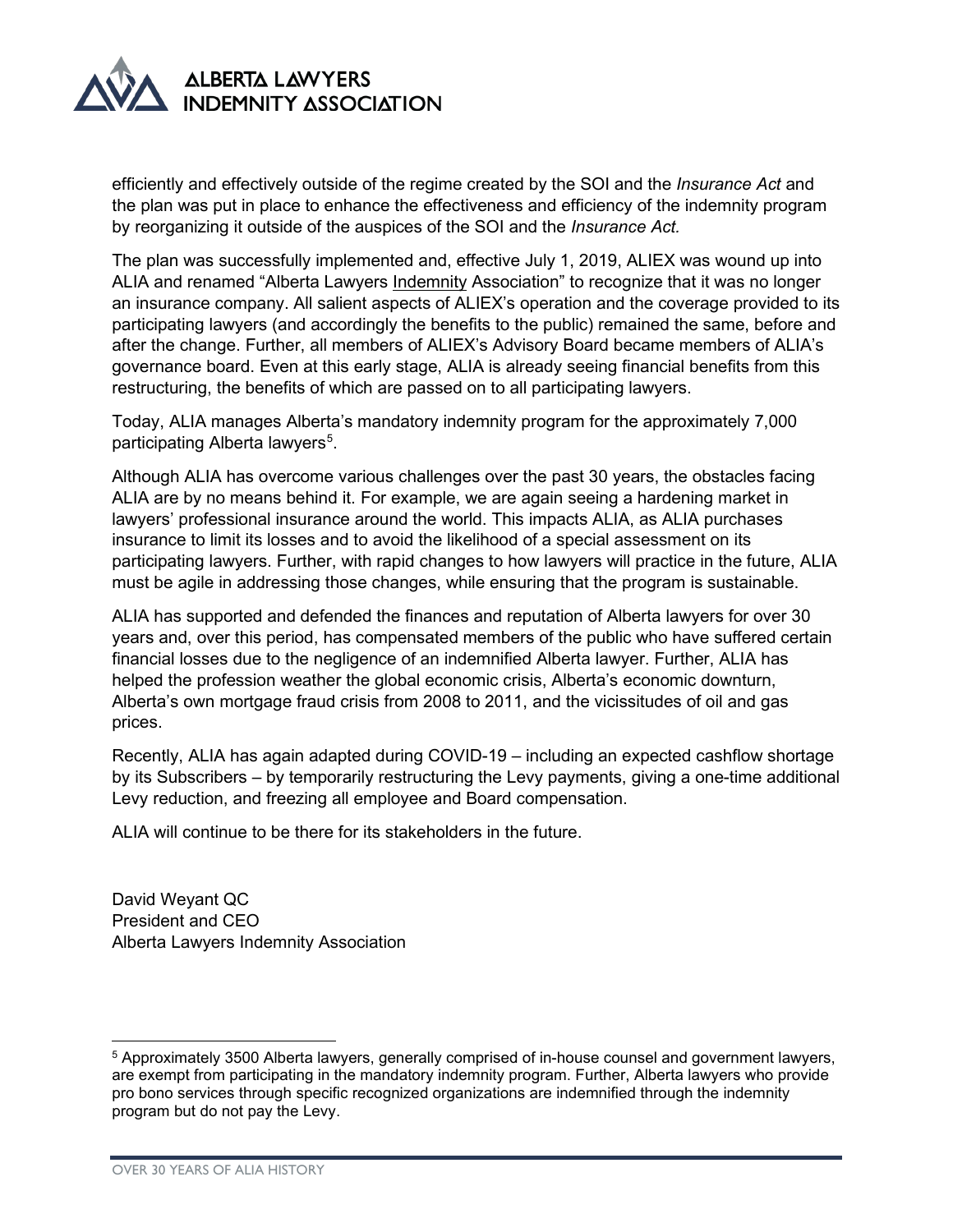efficiently and effectively outside of the regime created by the SOI and the *Insurance Act* and the plan was put in place to enhance the effectiveness and efficiency of the indemnity program by reorganizing it outside of the auspices of the SOI and the *Insurance Act.*

The plan was successfully implemented and, effective July 1, 2019, ALIEX was wound up into ALIA and renamed "Alberta Lawyers Indemnity Association" to recognize that it was no longer an insurance company. All salient aspects of ALIEX's operation and the coverage provided to its participating lawyers (and accordingly the benefits to the public) remained the same, before and after the change. Further, all members of ALIEX's Advisory Board became members of ALIA's governance board. Even at this early stage, ALIA is already seeing financial benefits from this restructuring, the benefits of which are passed on to all participating lawyers.

Today, ALIA manages Alberta's mandatory indemnity program for the approximately 7,000 participating Alberta lawyers[5].

Although ALIA has overcome various challenges over the past 30 years, the obstacles facing ALIA are by no means behind it. For example, we are again seeing a hardening market in lawyers' professional insurance around the world. This impacts ALIA, as ALIA purchases insurance to limit its losses and to avoid the likelihood of a special assessment on its participating lawyers. Further, with rapid changes to how lawyers will practice in the future, ALIA must be agile in addressing those changes, while ensuring that the program is sustainable.

ALIA has supported and defended the finances and reputation of Alberta lawyers for over 30 years and, over this period, has compensated members of the public who have suffered certain financial losses due to the negligence of an indemnified Alberta lawyer. Further, ALIA has helped the profession weather the global economic crisis, Alberta's economic downturn, Alberta's own mortgage fraud crisis from 2008 to 2011, and the vicissitudes of oil and gas prices.

Recently, ALIA has again adapted during COVID-19 – including an expected cashflow shortage by its Subscribers – by temporarily restructuring the Levy payments, giving a one-time additional Levy reduction, and freezing all employee and Board compensation.

ALIA will continue to be there for its stakeholders in the future.

David Weyant QC
President and CEO
Alberta Lawyers Indemnity Association

[5] Approximately 3500 Alberta lawyers, generally comprised of in-house counsel and government lawyers, are exempt from participating in the mandatory indemnity program. Further, Alberta lawyers who provide pro bono services through specific recognized organizations are indemnified through the indemnity program but do not pay the Levy.